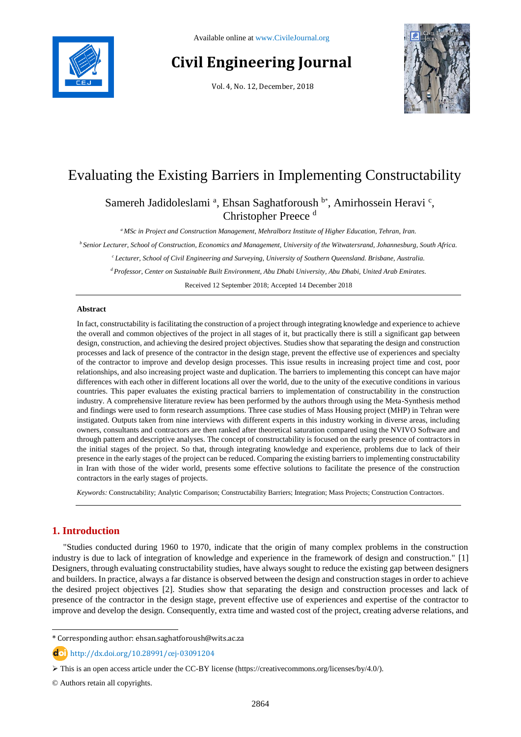Available online at www.CivileJournal.org

# Civil Engineering Journal

Vol. 4, No. 12, December, 2018

# Evaluating the Existing Barriers in Implementing Constructability

Samereh Jadidoleslami [a], Ehsan Saghatforoush [b*], Amirhossein Heravi [c], Christopher Preece [d]

[a] *MSc in Project and Construction Management, Mehralborz Institute of Higher Education, Tehran, Iran.*

[b] *Senior Lecturer, School of Construction, Economics and Management, University of the Witwatersrand, Johannesburg, South Africa.*

[c] *Lecturer, School of Civil Engineering and Surveying, University of Southern Queensland. Brisbane, Australia.*

[d] *Professor, Center on Sustainable Built Environment, Abu Dhabi University, Abu Dhabi, United Arab Emirates.*

Received 12 September 2018; Accepted 14 December 2018

---

**Abstract**

In fact, constructability is facilitating the construction of a project through integrating knowledge and experience to achieve the overall and common objectives of the project in all stages of it, but practically there is still a significant gap between design, construction, and achieving the desired project objectives. Studies show that separating the design and construction processes and lack of presence of the contractor in the design stage, prevent the effective use of experiences and specialty of the contractor to improve and develop design processes. This issue results in increasing project time and cost, poor relationships, and also increasing project waste and duplication. The barriers to implementing this concept can have major differences with each other in different locations all over the world, due to the unity of the executive conditions in various countries. This paper evaluates the existing practical barriers to implementation of constructability in the construction industry. A comprehensive literature review has been performed by the authors through using the Meta-Synthesis method and findings were used to form research assumptions. Three case studies of Mass Housing project (MHP) in Tehran were instigated. Outputs taken from nine interviews with different experts in this industry working in diverse areas, including owners, consultants and contractors are then ranked after theoretical saturation compared using the NVIVO Software and through pattern and descriptive analyses. The concept of constructability is focused on the early presence of contractors in the initial stages of the project. So that, through integrating knowledge and experience, problems due to lack of their presence in the early stages of the project can be reduced. Comparing the existing barriers to implementing constructability in Iran with those of the wider world, presents some effective solutions to facilitate the presence of the construction contractors in the early stages of projects.

*Keywords:* Constructability; Analytic Comparison; Constructability Barriers; Integration; Mass Projects; Construction Contractors.

---

## 1. Introduction

"Studies conducted during 1960 to 1970, indicate that the origin of many complex problems in the construction industry is due to lack of integration of knowledge and experience in the framework of design and construction." [1] Designers, through evaluating constructability studies, have always sought to reduce the existing gap between designers and builders. In practice, always a far distance is observed between the design and construction stages in order to achieve the desired project objectives [2]. Studies show that separating the design and construction processes and lack of presence of the contractor in the design stage, prevent effective use of experiences and expertise of the contractor to improve and develop the design. Consequently, extra time and wasted cost of the project, creating adverse relations, and

---

\* Corresponding author: ehsan.saghatforoush@wits.ac.za

http://dx.doi.org/10.28991/cej-03091204

➢ This is an open access article under the CC-BY license (https://creativecommons.org/licenses/by/4.0/).

© Authors retain all copyrights.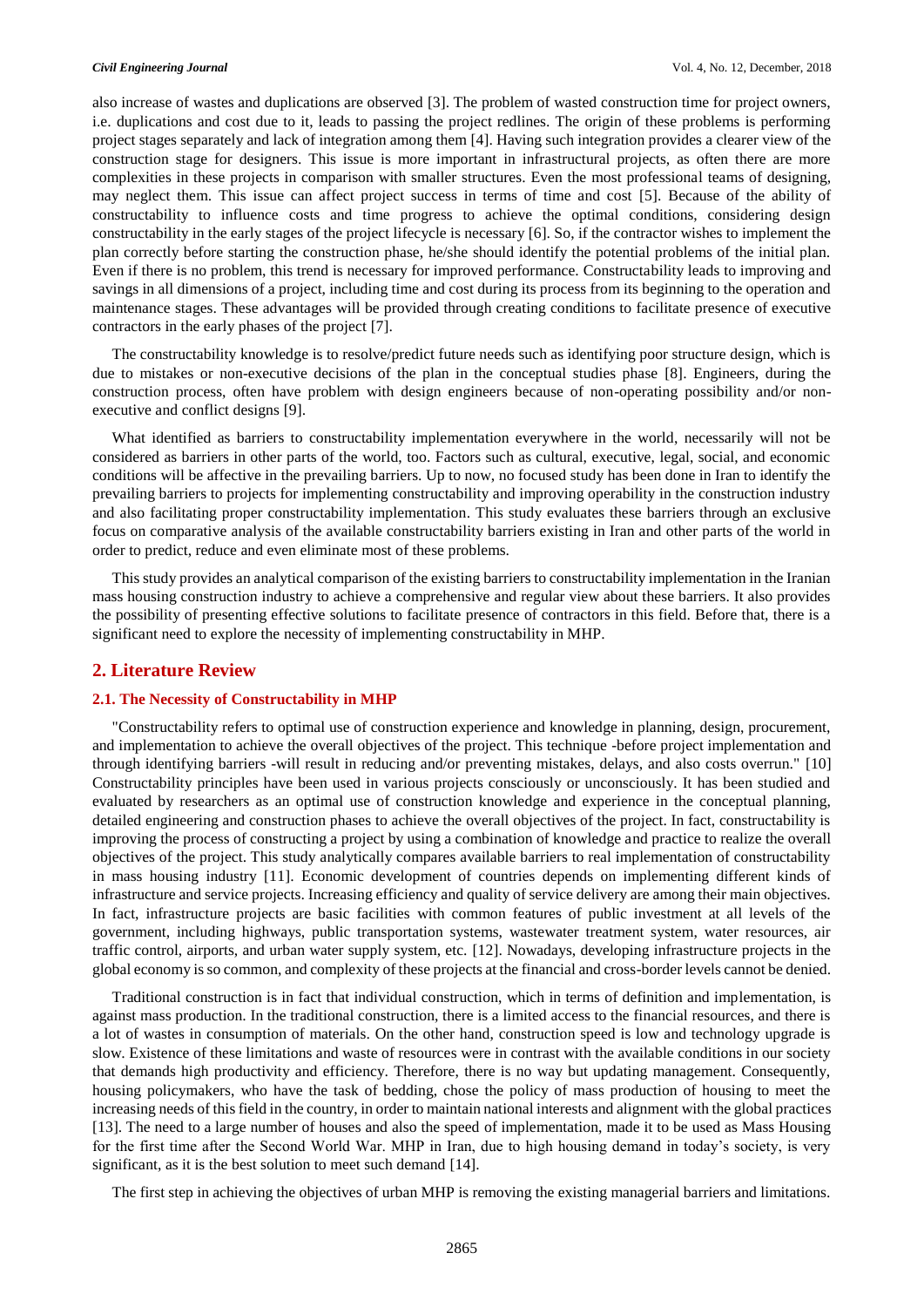also increase of wastes and duplications are observed [3]. The problem of wasted construction time for project owners, i.e. duplications and cost due to it, leads to passing the project redlines. The origin of these problems is performing project stages separately and lack of integration among them [4]. Having such integration provides a clearer view of the construction stage for designers. This issue is more important in infrastructural projects, as often there are more complexities in these projects in comparison with smaller structures. Even the most professional teams of designing, may neglect them. This issue can affect project success in terms of time and cost [5]. Because of the ability of constructability to influence costs and time progress to achieve the optimal conditions, considering design constructability in the early stages of the project lifecycle is necessary [6]. So, if the contractor wishes to implement the plan correctly before starting the construction phase, he/she should identify the potential problems of the initial plan. Even if there is no problem, this trend is necessary for improved performance. Constructability leads to improving and savings in all dimensions of a project, including time and cost during its process from its beginning to the operation and maintenance stages. These advantages will be provided through creating conditions to facilitate presence of executive contractors in the early phases of the project [7].

The constructability knowledge is to resolve/predict future needs such as identifying poor structure design, which is due to mistakes or non-executive decisions of the plan in the conceptual studies phase [8]. Engineers, during the construction process, often have problem with design engineers because of non-operating possibility and/or non-executive and conflict designs [9].

What identified as barriers to constructability implementation everywhere in the world, necessarily will not be considered as barriers in other parts of the world, too. Factors such as cultural, executive, legal, social, and economic conditions will be affective in the prevailing barriers. Up to now, no focused study has been done in Iran to identify the prevailing barriers to projects for implementing constructability and improving operability in the construction industry and also facilitating proper constructability implementation. This study evaluates these barriers through an exclusive focus on comparative analysis of the available constructability barriers existing in Iran and other parts of the world in order to predict, reduce and even eliminate most of these problems.

This study provides an analytical comparison of the existing barriers to constructability implementation in the Iranian mass housing construction industry to achieve a comprehensive and regular view about these barriers. It also provides the possibility of presenting effective solutions to facilitate presence of contractors in this field. Before that, there is a significant need to explore the necessity of implementing constructability in MHP.

## 2. Literature Review

### 2.1. The Necessity of Constructability in MHP

"Constructability refers to optimal use of construction experience and knowledge in planning, design, procurement, and implementation to achieve the overall objectives of the project. This technique -before project implementation and through identifying barriers -will result in reducing and/or preventing mistakes, delays, and also costs overrun." [10] Constructability principles have been used in various projects consciously or unconsciously. It has been studied and evaluated by researchers as an optimal use of construction knowledge and experience in the conceptual planning, detailed engineering and construction phases to achieve the overall objectives of the project. In fact, constructability is improving the process of constructing a project by using a combination of knowledge and practice to realize the overall objectives of the project. This study analytically compares available barriers to real implementation of constructability in mass housing industry [11]. Economic development of countries depends on implementing different kinds of infrastructure and service projects. Increasing efficiency and quality of service delivery are among their main objectives. In fact, infrastructure projects are basic facilities with common features of public investment at all levels of the government, including highways, public transportation systems, wastewater treatment system, water resources, air traffic control, airports, and urban water supply system, etc. [12]. Nowadays, developing infrastructure projects in the global economy is so common, and complexity of these projects at the financial and cross-border levels cannot be denied.

Traditional construction is in fact that individual construction, which in terms of definition and implementation, is against mass production. In the traditional construction, there is a limited access to the financial resources, and there is a lot of wastes in consumption of materials. On the other hand, construction speed is low and technology upgrade is slow. Existence of these limitations and waste of resources were in contrast with the available conditions in our society that demands high productivity and efficiency. Therefore, there is no way but updating management. Consequently, housing policymakers, who have the task of bedding, chose the policy of mass production of housing to meet the increasing needs of this field in the country, in order to maintain national interests and alignment with the global practices [13]. The need to a large number of houses and also the speed of implementation, made it to be used as Mass Housing for the first time after the Second World War. MHP in Iran, due to high housing demand in today's society, is very significant, as it is the best solution to meet such demand [14].

The first step in achieving the objectives of urban MHP is removing the existing managerial barriers and limitations.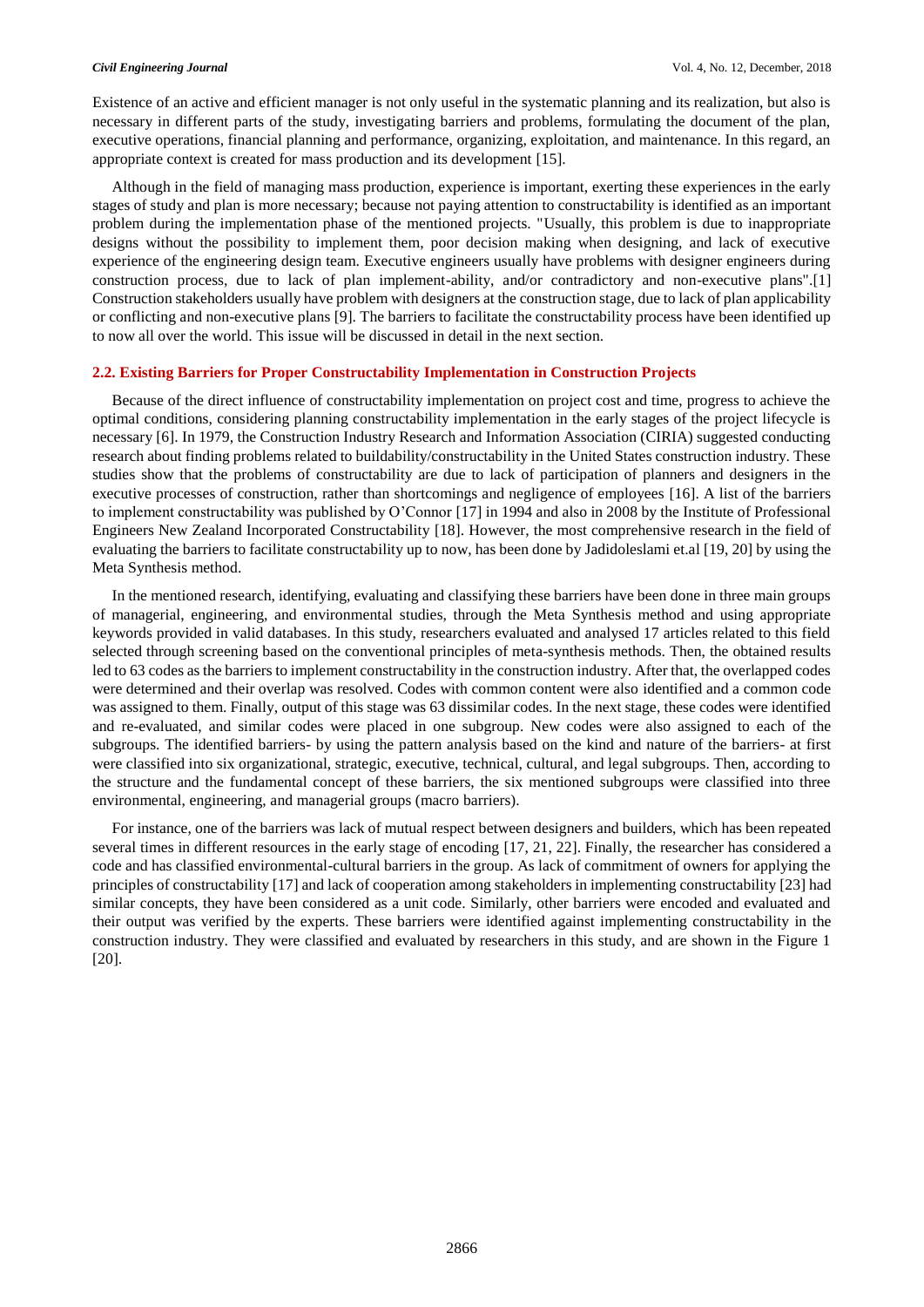Existence of an active and efficient manager is not only useful in the systematic planning and its realization, but also is necessary in different parts of the study, investigating barriers and problems, formulating the document of the plan, executive operations, financial planning and performance, organizing, exploitation, and maintenance. In this regard, an appropriate context is created for mass production and its development [15].

Although in the field of managing mass production, experience is important, exerting these experiences in the early stages of study and plan is more necessary; because not paying attention to constructability is identified as an important problem during the implementation phase of the mentioned projects. "Usually, this problem is due to inappropriate designs without the possibility to implement them, poor decision making when designing, and lack of executive experience of the engineering design team. Executive engineers usually have problems with designer engineers during construction process, due to lack of plan implement-ability, and/or contradictory and non-executive plans".[1] Construction stakeholders usually have problem with designers at the construction stage, due to lack of plan applicability or conflicting and non-executive plans [9]. The barriers to facilitate the constructability process have been identified up to now all over the world. This issue will be discussed in detail in the next section.

### 2.2. Existing Barriers for Proper Constructability Implementation in Construction Projects

Because of the direct influence of constructability implementation on project cost and time, progress to achieve the optimal conditions, considering planning constructability implementation in the early stages of the project lifecycle is necessary [6]. In 1979, the Construction Industry Research and Information Association (CIRIA) suggested conducting research about finding problems related to buildability/constructability in the United States construction industry. These studies show that the problems of constructability are due to lack of participation of planners and designers in the executive processes of construction, rather than shortcomings and negligence of employees [16]. A list of the barriers to implement constructability was published by O'Connor [17] in 1994 and also in 2008 by the Institute of Professional Engineers New Zealand Incorporated Constructability [18]. However, the most comprehensive research in the field of evaluating the barriers to facilitate constructability up to now, has been done by Jadidoleslami et.al [19, 20] by using the Meta Synthesis method.

In the mentioned research, identifying, evaluating and classifying these barriers have been done in three main groups of managerial, engineering, and environmental studies, through the Meta Synthesis method and using appropriate keywords provided in valid databases. In this study, researchers evaluated and analysed 17 articles related to this field selected through screening based on the conventional principles of meta-synthesis methods. Then, the obtained results led to 63 codes as the barriers to implement constructability in the construction industry. After that, the overlapped codes were determined and their overlap was resolved. Codes with common content were also identified and a common code was assigned to them. Finally, output of this stage was 63 dissimilar codes. In the next stage, these codes were identified and re-evaluated, and similar codes were placed in one subgroup. New codes were also assigned to each of the subgroups. The identified barriers- by using the pattern analysis based on the kind and nature of the barriers- at first were classified into six organizational, strategic, executive, technical, cultural, and legal subgroups. Then, according to the structure and the fundamental concept of these barriers, the six mentioned subgroups were classified into three environmental, engineering, and managerial groups (macro barriers).

For instance, one of the barriers was lack of mutual respect between designers and builders, which has been repeated several times in different resources in the early stage of encoding [17, 21, 22]. Finally, the researcher has considered a code and has classified environmental-cultural barriers in the group. As lack of commitment of owners for applying the principles of constructability [17] and lack of cooperation among stakeholders in implementing constructability [23] had similar concepts, they have been considered as a unit code. Similarly, other barriers were encoded and evaluated and their output was verified by the experts. These barriers were identified against implementing constructability in the construction industry. They were classified and evaluated by researchers in this study, and are shown in the Figure 1 [20].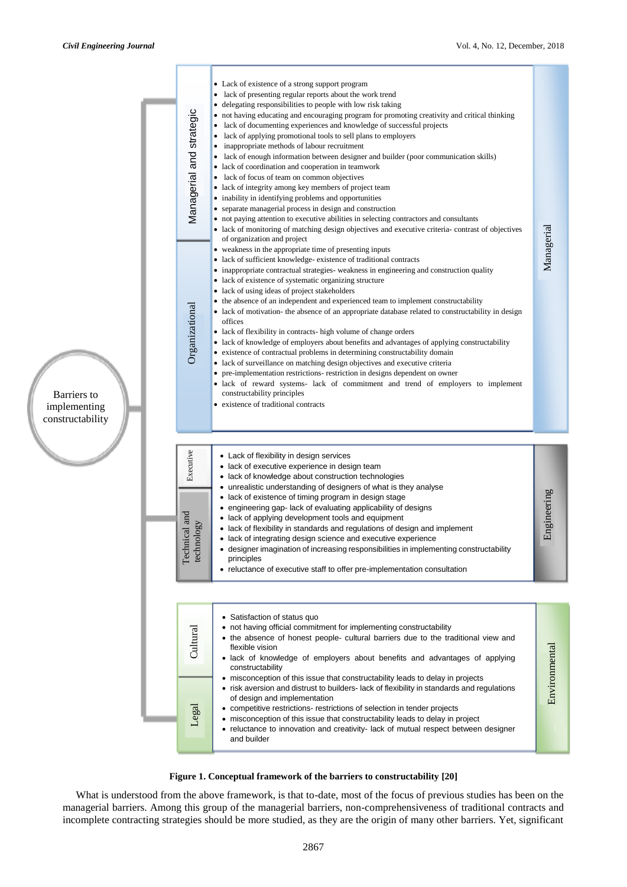**Barriers to implementing constructability**

**Managerial**

*Managerial and strategic*

- Lack of existence of a strong support program
- lack of presenting regular reports about the work trend
- delegating responsibilities to people with low risk taking
- not having educating and encouraging program for promoting creativity and critical thinking
- lack of documenting experiences and knowledge of successful projects
- lack of applying promotional tools to sell plans to employers
- inappropriate methods of labour recruitment
- lack of enough information between designer and builder (poor communication skills)
- lack of coordination and cooperation in teamwork
- lack of focus of team on common objectives
- lack of integrity among key members of project team
- inability in identifying problems and opportunities
- separate managerial process in design and construction
- not paying attention to executive abilities in selecting contractors and consultants
- lack of monitoring of matching design objectives and executive criteria- contrast of objectives of organization and project

*Organizational*

- weakness in the appropriate time of presenting inputs
- lack of sufficient knowledge- existence of traditional contracts
- inappropriate contractual strategies- weakness in engineering and construction quality
- lack of existence of systematic organizing structure
- lack of using ideas of project stakeholders
- the absence of an independent and experienced team to implement constructability
- lack of motivation- the absence of an appropriate database related to constructability in design offices
- lack of flexibility in contracts- high volume of change orders
- lack of knowledge of employers about benefits and advantages of applying constructability
- existence of contractual problems in determining constructability domain
- lack of surveillance on matching design objectives and executive criteria
- pre-implementation restrictions- restriction in designs dependent on owner
- lack of reward systems- lack of commitment and trend of employers to implement constructability principles
- existence of traditional contracts

**Engineering**

*Executive*

- Lack of flexibility in design services
- lack of executive experience in design team
- lack of knowledge about construction technologies
- unrealistic understanding of designers of what is they analyse
- lack of existence of timing program in design stage

*Technical and technology*

- engineering gap- lack of evaluating applicability of designs
- lack of applying development tools and equipment
- lack of flexibility in standards and regulations of design and implement
- lack of integrating design science and executive experience
- designer imagination of increasing responsibilities in implementing constructability principles
- reluctance of executive staff to offer pre-implementation consultation

**Environmental**

*Cultural*

- Satisfaction of status quo
- not having official commitment for implementing constructability
- the absence of honest people- cultural barriers due to the traditional view and flexible vision
- lack of knowledge of employers about benefits and advantages of applying constructability
- misconception of this issue that constructability leads to delay in projects

*Legal*

- risk aversion and distrust to builders- lack of flexibility in standards and regulations of design and implementation
- competitive restrictions- restrictions of selection in tender projects
- misconception of this issue that constructability leads to delay in project
- reluctance to innovation and creativity- lack of mutual respect between designer and builder

**Figure 1. Conceptual framework of the barriers to constructability [20]**

What is understood from the above framework, is that to-date, most of the focus of previous studies has been on the managerial barriers. Among this group of the managerial barriers, non-comprehensiveness of traditional contracts and incomplete contracting strategies should be more studied, as they are the origin of many other barriers. Yet, significant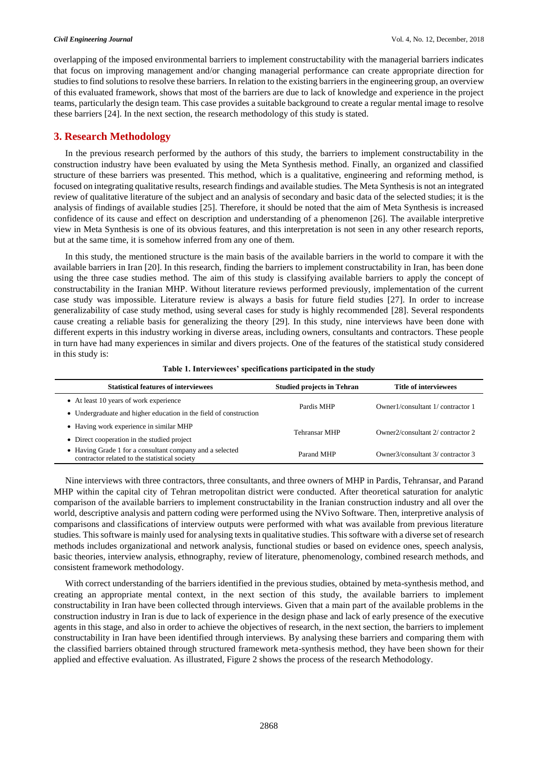overlapping of the imposed environmental barriers to implement constructability with the managerial barriers indicates that focus on improving management and/or changing managerial performance can create appropriate direction for studies to find solutions to resolve these barriers. In relation to the existing barriers in the engineering group, an overview of this evaluated framework, shows that most of the barriers are due to lack of knowledge and experience in the project teams, particularly the design team. This case provides a suitable background to create a regular mental image to resolve these barriers [24]. In the next section, the research methodology of this study is stated.

## 3. Research Methodology

In the previous research performed by the authors of this study, the barriers to implement constructability in the construction industry have been evaluated by using the Meta Synthesis method. Finally, an organized and classified structure of these barriers was presented. This method, which is a qualitative, engineering and reforming method, is focused on integrating qualitative results, research findings and available studies. The Meta Synthesis is not an integrated review of qualitative literature of the subject and an analysis of secondary and basic data of the selected studies; it is the analysis of findings of available studies [25]. Therefore, it should be noted that the aim of Meta Synthesis is increased confidence of its cause and effect on description and understanding of a phenomenon [26]. The available interpretive view in Meta Synthesis is one of its obvious features, and this interpretation is not seen in any other research reports, but at the same time, it is somehow inferred from any one of them.

In this study, the mentioned structure is the main basis of the available barriers in the world to compare it with the available barriers in Iran [20]. In this research, finding the barriers to implement constructability in Iran, has been done using the three case studies method. The aim of this study is classifying available barriers to apply the concept of constructability in the Iranian MHP. Without literature reviews performed previously, implementation of the current case study was impossible. Literature review is always a basis for future field studies [27]. In order to increase generalizability of case study method, using several cases for study is highly recommended [28]. Several respondents cause creating a reliable basis for generalizing the theory [29]. In this study, nine interviews have been done with different experts in this industry working in diverse areas, including owners, consultants and contractors. These people in turn have had many experiences in similar and divers projects. One of the features of the statistical study considered in this study is:

**Table 1. Interviewees' specifications participated in the study**

| Statistical features of interviewees | Studied projects in Tehran | Title of interviewees |
|---|---|---|
| • At least 10 years of work experience<br>• Undergraduate and higher education in the field of construction | Pardis MHP | Owner1/consultant 1/ contractor 1 |
| • Having work experience in similar MHP<br>• Direct cooperation in the studied project | Tehransar MHP | Owner2/consultant 2/ contractor 2 |
| • Having Grade 1 for a consultant company and a selected contractor related to the statistical society | Parand MHP | Owner3/consultant 3/ contractor 3 |

Nine interviews with three contractors, three consultants, and three owners of MHP in Pardis, Tehransar, and Parand MHP within the capital city of Tehran metropolitan district were conducted. After theoretical saturation for analytic comparison of the available barriers to implement constructability in the Iranian construction industry and all over the world, descriptive analysis and pattern coding were performed using the NVivo Software. Then, interpretive analysis of comparisons and classifications of interview outputs were performed with what was available from previous literature studies. This software is mainly used for analysing texts in qualitative studies. This software with a diverse set of research methods includes organizational and network analysis, functional studies or based on evidence ones, speech analysis, basic theories, interview analysis, ethnography, review of literature, phenomenology, combined research methods, and consistent framework methodology.

With correct understanding of the barriers identified in the previous studies, obtained by meta-synthesis method, and creating an appropriate mental context, in the next section of this study, the available barriers to implement constructability in Iran have been collected through interviews. Given that a main part of the available problems in the construction industry in Iran is due to lack of experience in the design phase and lack of early presence of the executive agents in this stage, and also in order to achieve the objectives of research, in the next section, the barriers to implement constructability in Iran have been identified through interviews. By analysing these barriers and comparing them with the classified barriers obtained through structured framework meta-synthesis method, they have been shown for their applied and effective evaluation. As illustrated, Figure 2 shows the process of the research Methodology.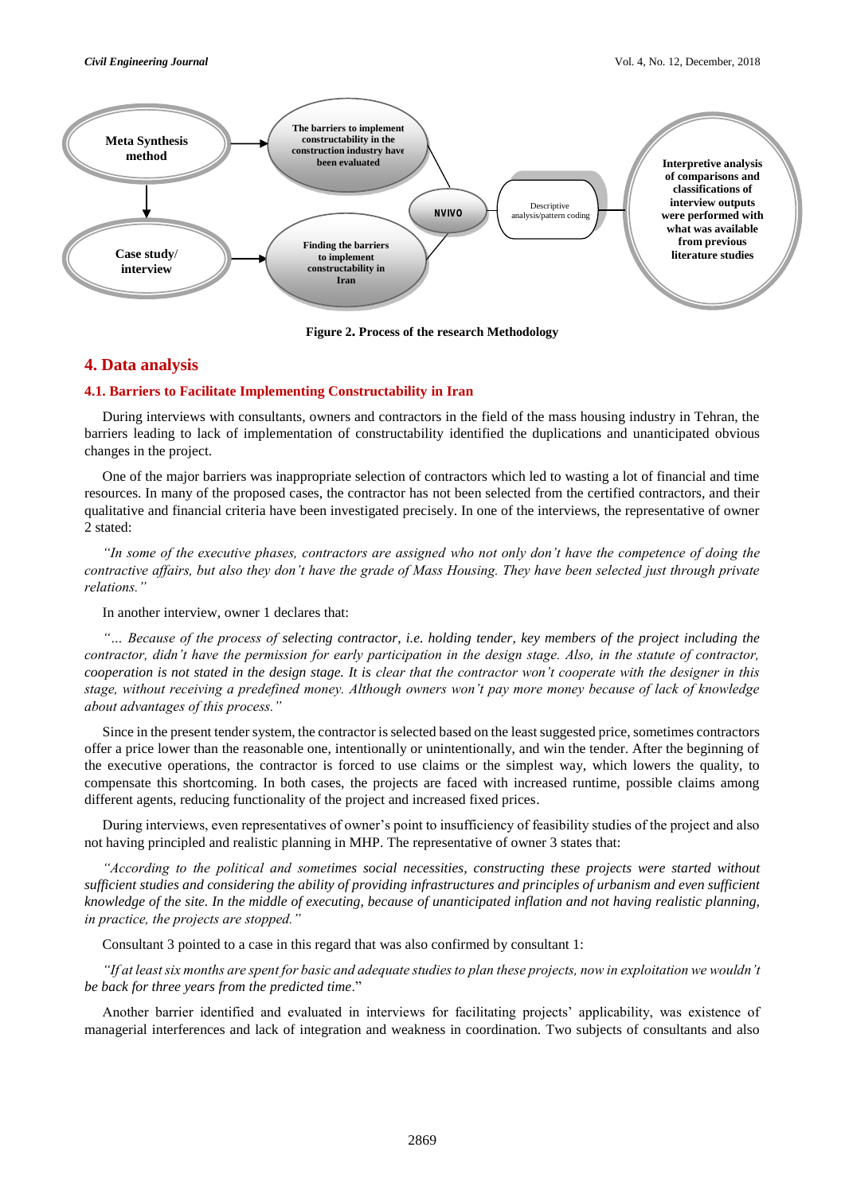Figure 2. Process of the research Methodology

## 4. Data analysis

### 4.1. Barriers to Facilitate Implementing Constructability in Iran

During interviews with consultants, owners and contractors in the field of the mass housing industry in Tehran, the barriers leading to lack of implementation of constructability identified the duplications and unanticipated obvious changes in the project.

One of the major barriers was inappropriate selection of contractors which led to wasting a lot of financial and time resources. In many of the proposed cases, the contractor has not been selected from the certified contractors, and their qualitative and financial criteria have been investigated precisely. In one of the interviews, the representative of owner 2 stated:

*"In some of the executive phases, contractors are assigned who not only don't have the competence of doing the contractive affairs, but also they don't have the grade of Mass Housing. They have been selected just through private relations."*

In another interview, owner 1 declares that:

*"… Because of the process of selecting contractor, i.e. holding tender, key members of the project including the contractor, didn't have the permission for early participation in the design stage. Also, in the statute of contractor, cooperation is not stated in the design stage. It is clear that the contractor won't cooperate with the designer in this stage, without receiving a predefined money. Although owners won't pay more money because of lack of knowledge about advantages of this process."*

Since in the present tender system, the contractor is selected based on the least suggested price, sometimes contractors offer a price lower than the reasonable one, intentionally or unintentionally, and win the tender. After the beginning of the executive operations, the contractor is forced to use claims or the simplest way, which lowers the quality, to compensate this shortcoming. In both cases, the projects are faced with increased runtime, possible claims among different agents, reducing functionality of the project and increased fixed prices.

During interviews, even representatives of owner's point to insufficiency of feasibility studies of the project and also not having principled and realistic planning in MHP. The representative of owner 3 states that:

*"According to the political and sometimes social necessities, constructing these projects were started without sufficient studies and considering the ability of providing infrastructures and principles of urbanism and even sufficient knowledge of the site. In the middle of executing, because of unanticipated inflation and not having realistic planning, in practice, the projects are stopped."*

Consultant 3 pointed to a case in this regard that was also confirmed by consultant 1:

*"If at least six months are spent for basic and adequate studies to plan these projects, now in exploitation we wouldn't be back for three years from the predicted time."*

Another barrier identified and evaluated in interviews for facilitating projects' applicability, was existence of managerial interferences and lack of integration and weakness in coordination. Two subjects of consultants and also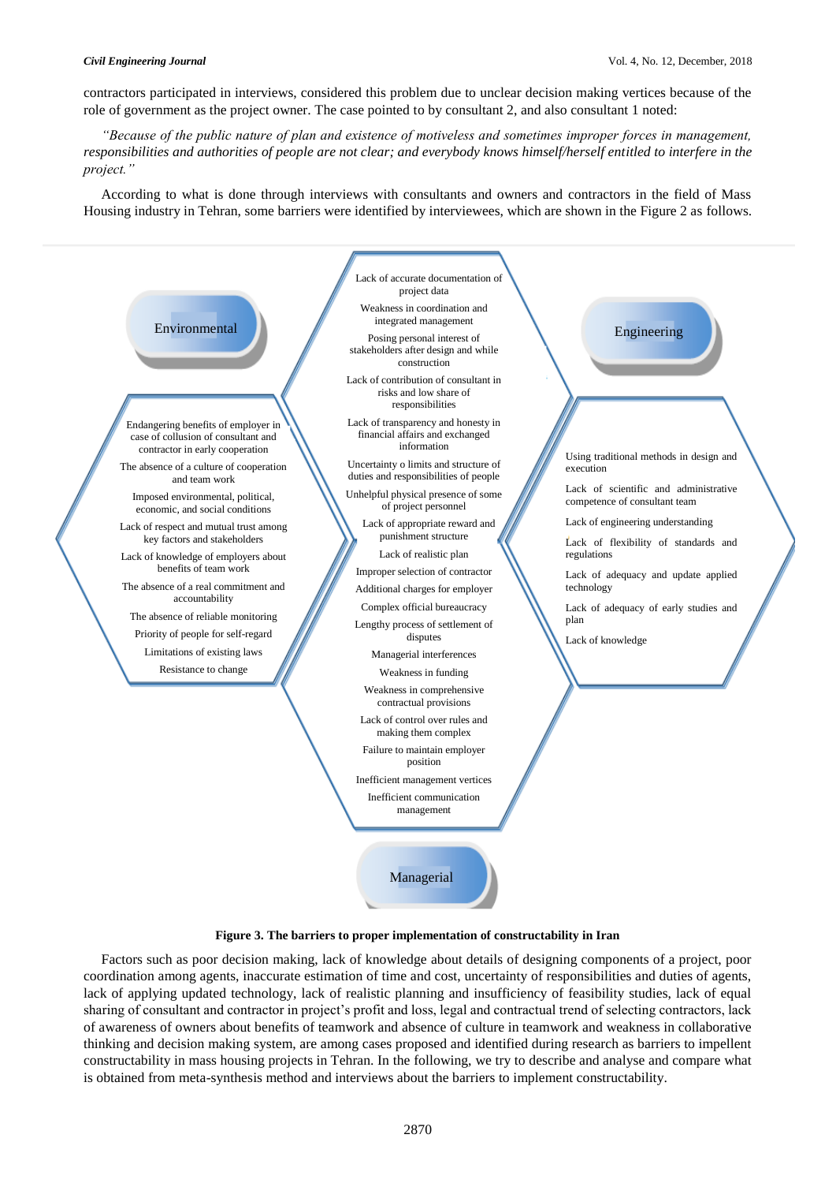contractors participated in interviews, considered this problem due to unclear decision making vertices because of the role of government as the project owner. The case pointed to by consultant 2, and also consultant 1 noted:

*"Because of the public nature of plan and existence of motiveless and sometimes improper forces in management, responsibilities and authorities of people are not clear; and everybody knows himself/herself entitled to interfere in the project."*

According to what is done through interviews with consultants and owners and contractors in the field of Mass Housing industry in Tehran, some barriers were identified by interviewees, which are shown in the Figure 2 as follows.

**Environmental**

- Endangering benefits of employer in case of collusion of consultant and contractor in early cooperation
- The absence of a culture of cooperation and team work
- Imposed environmental, political, economic, and social conditions
- Lack of respect and mutual trust among key factors and stakeholders
- Lack of knowledge of employers about benefits of team work
- The absence of a real commitment and accountability
- The absence of reliable monitoring
- Priority of people for self-regard
- Limitations of existing laws
- Resistance to change

**Managerial**

- Lack of accurate documentation of project data
- Weakness in coordination and integrated management
- Posing personal interest of stakeholders after design and while construction
- Lack of contribution of consultant in risks and low share of responsibilities
- Lack of transparency and honesty in financial affairs and exchanged information
- Uncertainty o limits and structure of duties and responsibilities of people
- Unhelpful physical presence of some of project personnel
- Lack of appropriate reward and punishment structure
- Lack of realistic plan
- Improper selection of contractor
- Additional charges for employer
- Complex official bureaucracy
- Lengthy process of settlement of disputes
- Managerial interferences
- Weakness in funding
- Weakness in comprehensive contractual provisions
- Lack of control over rules and making them complex
- Failure to maintain employer position
- Inefficient management vertices
- Inefficient communication management

**Engineering**

- Using traditional methods in design and execution
- Lack of scientific and administrative competence of consultant team
- Lack of engineering understanding
- Lack of flexibility of standards and regulations
- Lack of adequacy and update applied technology
- Lack of adequacy of early studies and plan
- Lack of knowledge

**Figure 3. The barriers to proper implementation of constructability in Iran**

Factors such as poor decision making, lack of knowledge about details of designing components of a project, poor coordination among agents, inaccurate estimation of time and cost, uncertainty of responsibilities and duties of agents, lack of applying updated technology, lack of realistic planning and insufficiency of feasibility studies, lack of equal sharing of consultant and contractor in project's profit and loss, legal and contractual trend of selecting contractors, lack of awareness of owners about benefits of teamwork and absence of culture in teamwork and weakness in collaborative thinking and decision making system, are among cases proposed and identified during research as barriers to impellent constructability in mass housing projects in Tehran. In the following, we try to describe and analyse and compare what is obtained from meta-synthesis method and interviews about the barriers to implement constructability.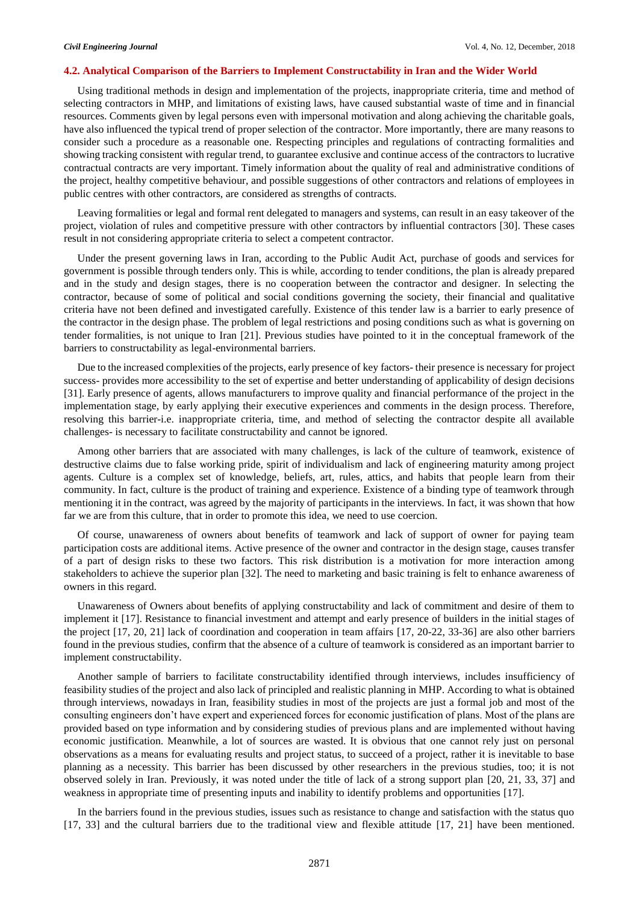### 4.2. Analytical Comparison of the Barriers to Implement Constructability in Iran and the Wider World

Using traditional methods in design and implementation of the projects, inappropriate criteria, time and method of selecting contractors in MHP, and limitations of existing laws, have caused substantial waste of time and in financial resources. Comments given by legal persons even with impersonal motivation and along achieving the charitable goals, have also influenced the typical trend of proper selection of the contractor. More importantly, there are many reasons to consider such a procedure as a reasonable one. Respecting principles and regulations of contracting formalities and showing tracking consistent with regular trend, to guarantee exclusive and continue access of the contractors to lucrative contractual contracts are very important. Timely information about the quality of real and administrative conditions of the project, healthy competitive behaviour, and possible suggestions of other contractors and relations of employees in public centres with other contractors, are considered as strengths of contracts.

Leaving formalities or legal and formal rent delegated to managers and systems, can result in an easy takeover of the project, violation of rules and competitive pressure with other contractors by influential contractors [30]. These cases result in not considering appropriate criteria to select a competent contractor.

Under the present governing laws in Iran, according to the Public Audit Act, purchase of goods and services for government is possible through tenders only. This is while, according to tender conditions, the plan is already prepared and in the study and design stages, there is no cooperation between the contractor and designer. In selecting the contractor, because of some of political and social conditions governing the society, their financial and qualitative criteria have not been defined and investigated carefully. Existence of this tender law is a barrier to early presence of the contractor in the design phase. The problem of legal restrictions and posing conditions such as what is governing on tender formalities, is not unique to Iran [21]. Previous studies have pointed to it in the conceptual framework of the barriers to constructability as legal-environmental barriers.

Due to the increased complexities of the projects, early presence of key factors- their presence is necessary for project success- provides more accessibility to the set of expertise and better understanding of applicability of design decisions [31]. Early presence of agents, allows manufacturers to improve quality and financial performance of the project in the implementation stage, by early applying their executive experiences and comments in the design process. Therefore, resolving this barrier-i.e. inappropriate criteria, time, and method of selecting the contractor despite all available challenges- is necessary to facilitate constructability and cannot be ignored.

Among other barriers that are associated with many challenges, is lack of the culture of teamwork, existence of destructive claims due to false working pride, spirit of individualism and lack of engineering maturity among project agents. Culture is a complex set of knowledge, beliefs, art, rules, attics, and habits that people learn from their community. In fact, culture is the product of training and experience. Existence of a binding type of teamwork through mentioning it in the contract, was agreed by the majority of participants in the interviews. In fact, it was shown that how far we are from this culture, that in order to promote this idea, we need to use coercion.

Of course, unawareness of owners about benefits of teamwork and lack of support of owner for paying team participation costs are additional items. Active presence of the owner and contractor in the design stage, causes transfer of a part of design risks to these two factors. This risk distribution is a motivation for more interaction among stakeholders to achieve the superior plan [32]. The need to marketing and basic training is felt to enhance awareness of owners in this regard.

Unawareness of Owners about benefits of applying constructability and lack of commitment and desire of them to implement it [17]. Resistance to financial investment and attempt and early presence of builders in the initial stages of the project [17, 20, 21] lack of coordination and cooperation in team affairs [17, 20-22, 33-36] are also other barriers found in the previous studies, confirm that the absence of a culture of teamwork is considered as an important barrier to implement constructability.

Another sample of barriers to facilitate constructability identified through interviews, includes insufficiency of feasibility studies of the project and also lack of principled and realistic planning in MHP. According to what is obtained through interviews, nowadays in Iran, feasibility studies in most of the projects are just a formal job and most of the consulting engineers don't have expert and experienced forces for economic justification of plans. Most of the plans are provided based on type information and by considering studies of previous plans and are implemented without having economic justification. Meanwhile, a lot of sources are wasted. It is obvious that one cannot rely just on personal observations as a means for evaluating results and project status, to succeed of a project, rather it is inevitable to base planning as a necessity. This barrier has been discussed by other researchers in the previous studies, too; it is not observed solely in Iran. Previously, it was noted under the title of lack of a strong support plan [20, 21, 33, 37] and weakness in appropriate time of presenting inputs and inability to identify problems and opportunities [17].

In the barriers found in the previous studies, issues such as resistance to change and satisfaction with the status quo [17, 33] and the cultural barriers due to the traditional view and flexible attitude [17, 21] have been mentioned.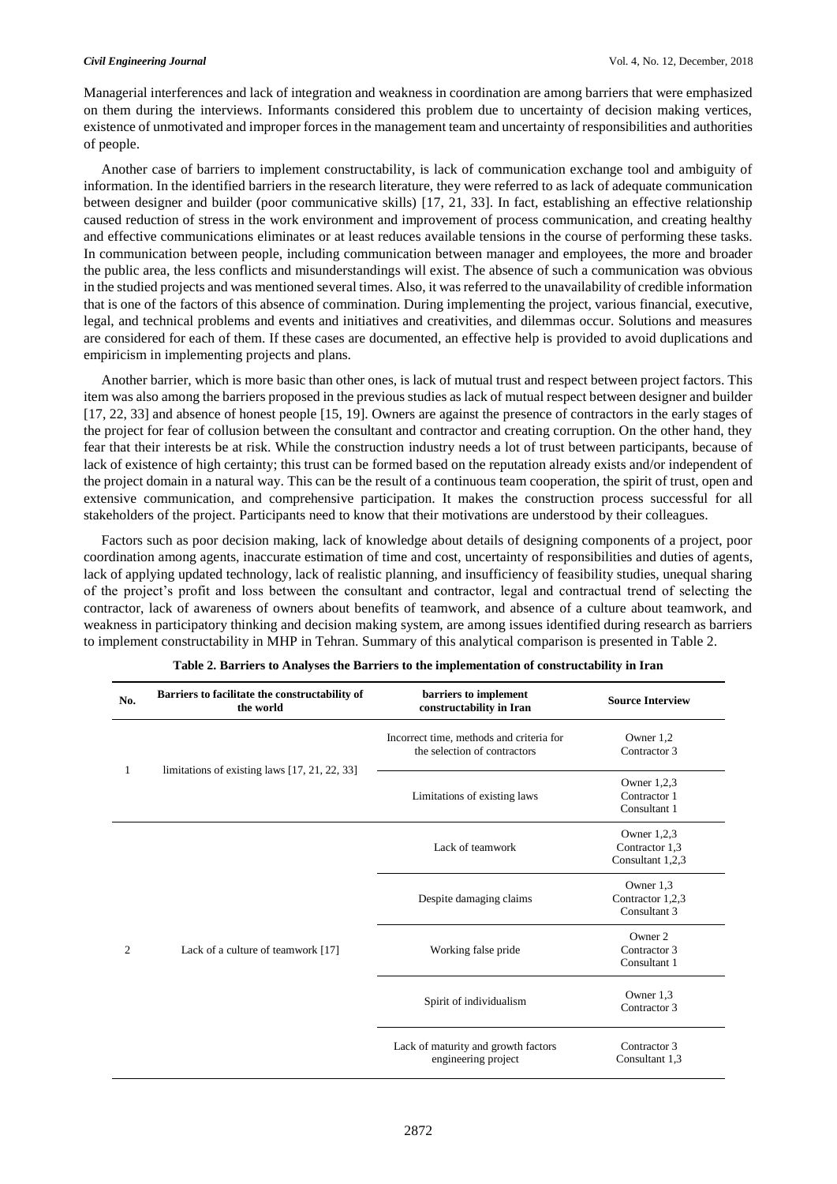Managerial interferences and lack of integration and weakness in coordination are among barriers that were emphasized on them during the interviews. Informants considered this problem due to uncertainty of decision making vertices, existence of unmotivated and improper forces in the management team and uncertainty of responsibilities and authorities of people.

Another case of barriers to implement constructability, is lack of communication exchange tool and ambiguity of information. In the identified barriers in the research literature, they were referred to as lack of adequate communication between designer and builder (poor communicative skills) [17, 21, 33]. In fact, establishing an effective relationship caused reduction of stress in the work environment and improvement of process communication, and creating healthy and effective communications eliminates or at least reduces available tensions in the course of performing these tasks. In communication between people, including communication between manager and employees, the more and broader the public area, the less conflicts and misunderstandings will exist. The absence of such a communication was obvious in the studied projects and was mentioned several times. Also, it was referred to the unavailability of credible information that is one of the factors of this absence of commination. During implementing the project, various financial, executive, legal, and technical problems and events and initiatives and creativities, and dilemmas occur. Solutions and measures are considered for each of them. If these cases are documented, an effective help is provided to avoid duplications and empiricism in implementing projects and plans.

Another barrier, which is more basic than other ones, is lack of mutual trust and respect between project factors. This item was also among the barriers proposed in the previous studies as lack of mutual respect between designer and builder [17, 22, 33] and absence of honest people [15, 19]. Owners are against the presence of contractors in the early stages of the project for fear of collusion between the consultant and contractor and creating corruption. On the other hand, they fear that their interests be at risk. While the construction industry needs a lot of trust between participants, because of lack of existence of high certainty; this trust can be formed based on the reputation already exists and/or independent of the project domain in a natural way. This can be the result of a continuous team cooperation, the spirit of trust, open and extensive communication, and comprehensive participation. It makes the construction process successful for all stakeholders of the project. Participants need to know that their motivations are understood by their colleagues.

Factors such as poor decision making, lack of knowledge about details of designing components of a project, poor coordination among agents, inaccurate estimation of time and cost, uncertainty of responsibilities and duties of agents, lack of applying updated technology, lack of realistic planning, and insufficiency of feasibility studies, unequal sharing of the project's profit and loss between the consultant and contractor, legal and contractual trend of selecting the contractor, lack of awareness of owners about benefits of teamwork, and absence of a culture about teamwork, and weakness in participatory thinking and decision making system, are among issues identified during research as barriers to implement constructability in MHP in Tehran. Summary of this analytical comparison is presented in Table 2.

**Table 2. Barriers to Analyses the Barriers to the implementation of constructability in Iran**

| No. | Barriers to facilitate the constructability of the world | barriers to implement constructability in Iran | Source Interview |
|---|---|---|---|
| 1 | limitations of existing laws [17, 21, 22, 33] | Incorrect time, methods and criteria for the selection of contractors | Owner 1,2<br>Contractor 3 |
| | | Limitations of existing laws | Owner 1,2,3<br>Contractor 1<br>Consultant 1 |
| 2 | Lack of a culture of teamwork [17] | Lack of teamwork | Owner 1,2,3<br>Contractor 1,3<br>Consultant 1,2,3 |
| | | Despite damaging claims | Owner 1,3<br>Contractor 1,2,3<br>Consultant 3 |
| | | Working false pride | Owner 2<br>Contractor 3<br>Consultant 1 |
| | | Spirit of individualism | Owner 1,3<br>Contractor 3 |
| | | Lack of maturity and growth factors engineering project | Contractor 3<br>Consultant 1,3 |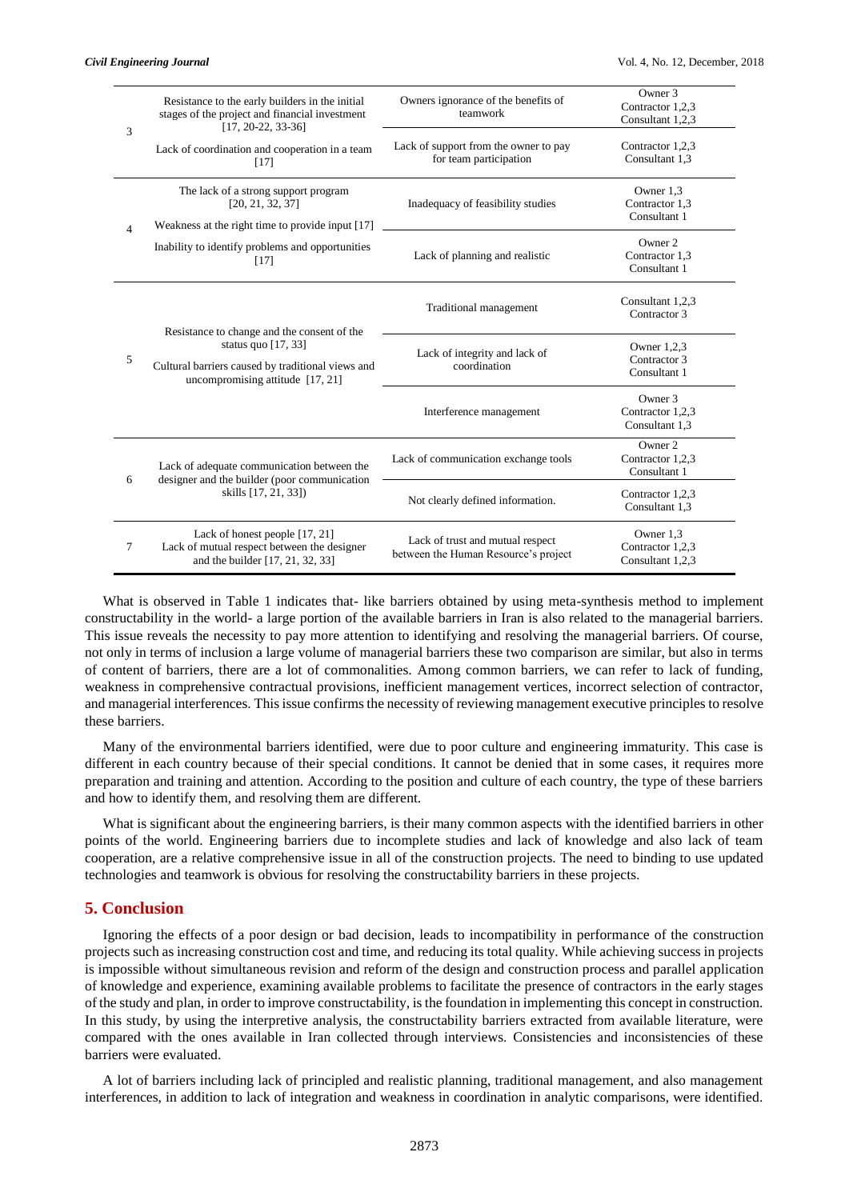| | | | |
|---|---|---|---|
| 3 | Resistance to the early builders in the initial stages of the project and financial investment [17, 20-22, 33-36] | Owners ignorance of the benefits of teamwork | Owner 3<br>Contractor 1,2,3<br>Consultant 1,2,3 |
| | Lack of coordination and cooperation in a team [17] | Lack of support from the owner to pay for team participation | Contractor 1,2,3<br>Consultant 1,3 |
| 4 | The lack of a strong support program [20, 21, 32, 37]<br>Weakness at the right time to provide input [17] | Inadequacy of feasibility studies | Owner 1,3<br>Contractor 1,3<br>Consultant 1 |
| | Inability to identify problems and opportunities [17] | Lack of planning and realistic | Owner 2<br>Contractor 1,3<br>Consultant 1 |
| 5 | Resistance to change and the consent of the status quo [17, 33]<br>Cultural barriers caused by traditional views and uncompromising attitude [17, 21] | Traditional management | Consultant 1,2,3<br>Contractor 3 |
| | | Lack of integrity and lack of coordination | Owner 1,2,3<br>Contractor 3<br>Consultant 1 |
| | | Interference management | Owner 3<br>Contractor 1,2,3<br>Consultant 1,3 |
| 6 | Lack of adequate communication between the designer and the builder (poor communication skills [17, 21, 33]) | Lack of communication exchange tools | Owner 2<br>Contractor 1,2,3<br>Consultant 1 |
| | | Not clearly defined information. | Contractor 1,2,3<br>Consultant 1,3 |
| 7 | Lack of honest people [17, 21]<br>Lack of mutual respect between the designer and the builder [17, 21, 32, 33] | Lack of trust and mutual respect between the Human Resource's project | Owner 1,3<br>Contractor 1,2,3<br>Consultant 1,2,3 |

What is observed in Table 1 indicates that- like barriers obtained by using meta-synthesis method to implement constructability in the world- a large portion of the available barriers in Iran is also related to the managerial barriers. This issue reveals the necessity to pay more attention to identifying and resolving the managerial barriers. Of course, not only in terms of inclusion a large volume of managerial barriers these two comparison are similar, but also in terms of content of barriers, there are a lot of commonalities. Among common barriers, we can refer to lack of funding, weakness in comprehensive contractual provisions, inefficient management vertices, incorrect selection of contractor, and managerial interferences. This issue confirms the necessity of reviewing management executive principles to resolve these barriers.

Many of the environmental barriers identified, were due to poor culture and engineering immaturity. This case is different in each country because of their special conditions. It cannot be denied that in some cases, it requires more preparation and training and attention. According to the position and culture of each country, the type of these barriers and how to identify them, and resolving them are different.

What is significant about the engineering barriers, is their many common aspects with the identified barriers in other points of the world. Engineering barriers due to incomplete studies and lack of knowledge and also lack of team cooperation, are a relative comprehensive issue in all of the construction projects. The need to binding to use updated technologies and teamwork is obvious for resolving the constructability barriers in these projects.

## 5. Conclusion

Ignoring the effects of a poor design or bad decision, leads to incompatibility in performance of the construction projects such as increasing construction cost and time, and reducing its total quality. While achieving success in projects is impossible without simultaneous revision and reform of the design and construction process and parallel application of knowledge and experience, examining available problems to facilitate the presence of contractors in the early stages of the study and plan, in order to improve constructability, is the foundation in implementing this concept in construction. In this study, by using the interpretive analysis, the constructability barriers extracted from available literature, were compared with the ones available in Iran collected through interviews. Consistencies and inconsistencies of these barriers were evaluated.

A lot of barriers including lack of principled and realistic planning, traditional management, and also management interferences, in addition to lack of integration and weakness in coordination in analytic comparisons, were identified.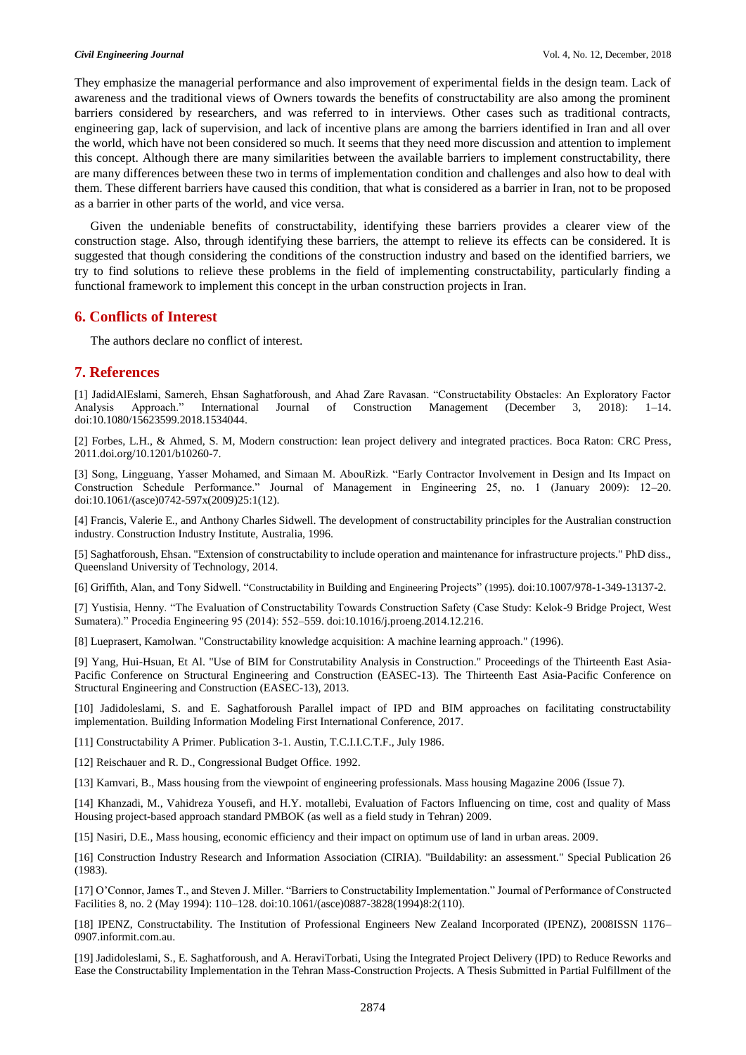They emphasize the managerial performance and also improvement of experimental fields in the design team. Lack of awareness and the traditional views of Owners towards the benefits of constructability are also among the prominent barriers considered by researchers, and was referred to in interviews. Other cases such as traditional contracts, engineering gap, lack of supervision, and lack of incentive plans are among the barriers identified in Iran and all over the world, which have not been considered so much. It seems that they need more discussion and attention to implement this concept. Although there are many similarities between the available barriers to implement constructability, there are many differences between these two in terms of implementation condition and challenges and also how to deal with them. These different barriers have caused this condition, that what is considered as a barrier in Iran, not to be proposed as a barrier in other parts of the world, and vice versa.

Given the undeniable benefits of constructability, identifying these barriers provides a clearer view of the construction stage. Also, through identifying these barriers, the attempt to relieve its effects can be considered. It is suggested that though considering the conditions of the construction industry and based on the identified barriers, we try to find solutions to relieve these problems in the field of implementing constructability, particularly finding a functional framework to implement this concept in the urban construction projects in Iran.

## 6. Conflicts of Interest

The authors declare no conflict of interest.

## 7. References

[1] JadidAlEslami, Samereh, Ehsan Saghatforoush, and Ahad Zare Ravasan. "Constructability Obstacles: An Exploratory Factor Analysis Approach." International Journal of Construction Management (December 3, 2018): 1–14. doi:10.1080/15623599.2018.1534044.

[2] Forbes, L.H., & Ahmed, S. M, Modern construction: lean project delivery and integrated practices. Boca Raton: CRC Press, 2011.doi.org/10.1201/b10260-7.

[3] Song, Lingguang, Yasser Mohamed, and Simaan M. AbouRizk. "Early Contractor Involvement in Design and Its Impact on Construction Schedule Performance." Journal of Management in Engineering 25, no. 1 (January 2009): 12–20. doi:10.1061/(asce)0742-597x(2009)25:1(12).

[4] Francis, Valerie E., and Anthony Charles Sidwell. The development of constructability principles for the Australian construction industry. Construction Industry Institute, Australia, 1996.

[5] Saghatforoush, Ehsan. "Extension of constructability to include operation and maintenance for infrastructure projects." PhD diss., Queensland University of Technology, 2014.

[6] Griffith, Alan, and Tony Sidwell. "Constructability in Building and Engineering Projects" (1995). doi:10.1007/978-1-349-13137-2.

[7] Yustisia, Henny. "The Evaluation of Constructability Towards Construction Safety (Case Study: Kelok-9 Bridge Project, West Sumatera)." Procedia Engineering 95 (2014): 552–559. doi:10.1016/j.proeng.2014.12.216.

[8] Lueprasert, Kamolwan. "Constructability knowledge acquisition: A machine learning approach." (1996).

[9] Yang, Hui-Hsuan, Et Al. "Use of BIM for Construtability Analysis in Construction." Proceedings of the Thirteenth East Asia-Pacific Conference on Structural Engineering and Construction (EASEC-13). The Thirteenth East Asia-Pacific Conference on Structural Engineering and Construction (EASEC-13), 2013.

[10] Jadidoleslami, S. and E. Saghatforoush Parallel impact of IPD and BIM approaches on facilitating constructability implementation. Building Information Modeling First International Conference, 2017.

[11] Constructability A Primer. Publication 3-1. Austin, T.C.I.I.C.T.F., July 1986.

[12] Reischauer and R. D., Congressional Budget Office. 1992.

[13] Kamvari, B., Mass housing from the viewpoint of engineering professionals. Mass housing Magazine 2006 (Issue 7).

[14] Khanzadi, M., Vahidreza Yousefi, and H.Y. motallebi, Evaluation of Factors Influencing on time, cost and quality of Mass Housing project-based approach standard PMBOK (as well as a field study in Tehran) 2009.

[15] Nasiri, D.E., Mass housing, economic efficiency and their impact on optimum use of land in urban areas. 2009.

[16] Construction Industry Research and Information Association (CIRIA). "Buildability: an assessment." Special Publication 26 (1983).

[17] O'Connor, James T., and Steven J. Miller. "Barriers to Constructability Implementation." Journal of Performance of Constructed Facilities 8, no. 2 (May 1994): 110–128. doi:10.1061/(asce)0887-3828(1994)8:2(110).

[18] IPENZ, Constructability. The Institution of Professional Engineers New Zealand Incorporated (IPENZ), 2008ISSN 1176–0907.informit.com.au.

[19] Jadidoleslami, S., E. Saghatforoush, and A. HeraviTorbati, Using the Integrated Project Delivery (IPD) to Reduce Reworks and Ease the Constructability Implementation in the Tehran Mass-Construction Projects. A Thesis Submitted in Partial Fulfillment of the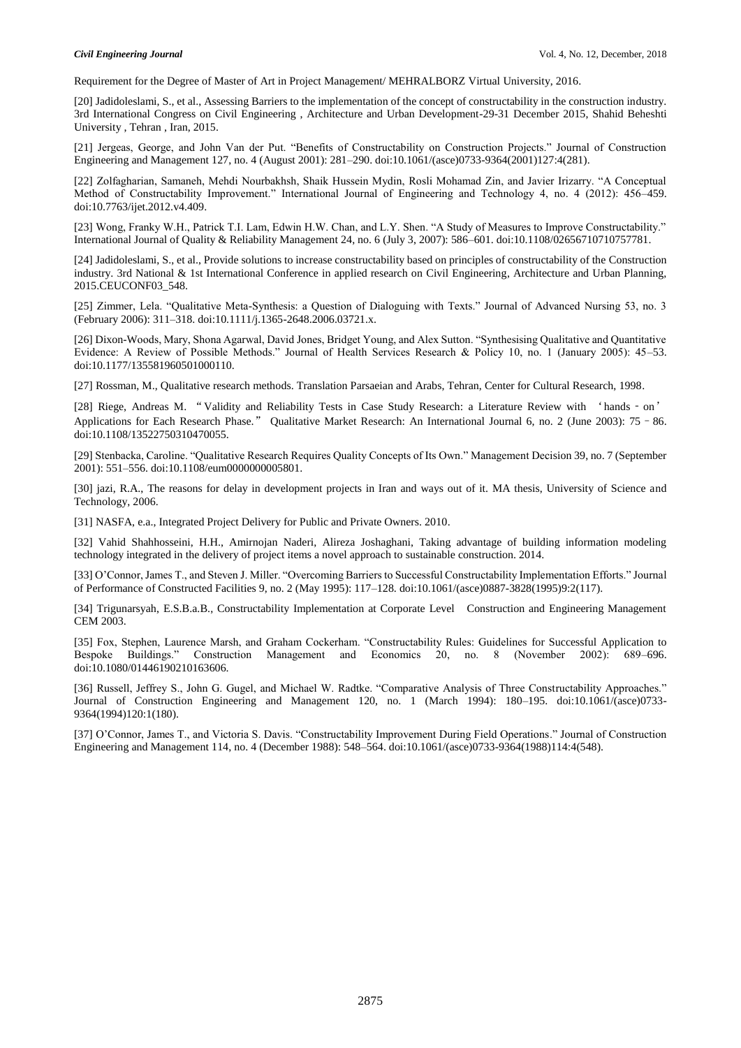Requirement for the Degree of Master of Art in Project Management/ MEHRALBORZ Virtual University, 2016.

[20] Jadidoleslami, S., et al., Assessing Barriers to the implementation of the concept of constructability in the construction industry. 3rd International Congress on Civil Engineering , Architecture and Urban Development-29-31 December 2015, Shahid Beheshti University , Tehran , Iran, 2015.

[21] Jergeas, George, and John Van der Put. "Benefits of Constructability on Construction Projects." Journal of Construction Engineering and Management 127, no. 4 (August 2001): 281–290. doi:10.1061/(asce)0733-9364(2001)127:4(281).

[22] Zolfagharian, Samaneh, Mehdi Nourbakhsh, Shaik Hussein Mydin, Rosli Mohamad Zin, and Javier Irizarry. "A Conceptual Method of Constructability Improvement." International Journal of Engineering and Technology 4, no. 4 (2012): 456–459. doi:10.7763/ijet.2012.v4.409.

[23] Wong, Franky W.H., Patrick T.I. Lam, Edwin H.W. Chan, and L.Y. Shen. "A Study of Measures to Improve Constructability." International Journal of Quality & Reliability Management 24, no. 6 (July 3, 2007): 586–601. doi:10.1108/02656710710757781.

[24] Jadidoleslami, S., et al., Provide solutions to increase constructability based on principles of constructability of the Construction industry. 3rd National & 1st International Conference in applied research on Civil Engineering, Architecture and Urban Planning, 2015.CEUCONF03_548.

[25] Zimmer, Lela. "Qualitative Meta-Synthesis: a Question of Dialoguing with Texts." Journal of Advanced Nursing 53, no. 3 (February 2006): 311–318. doi:10.1111/j.1365-2648.2006.03721.x.

[26] Dixon-Woods, Mary, Shona Agarwal, David Jones, Bridget Young, and Alex Sutton. "Synthesising Qualitative and Quantitative Evidence: A Review of Possible Methods." Journal of Health Services Research & Policy 10, no. 1 (January 2005): 45–53. doi:10.1177/135581960501000110.

[27] Rossman, M., Qualitative research methods. Translation Parsaeian and Arabs, Tehran, Center for Cultural Research, 1998.

[28] Riege, Andreas M. "Validity and Reliability Tests in Case Study Research: a Literature Review with 'hands - on' Applications for Each Research Phase." Qualitative Market Research: An International Journal 6, no. 2 (June 2003): 75 - 86. doi:10.1108/13522750310470055.

[29] Stenbacka, Caroline. "Qualitative Research Requires Quality Concepts of Its Own." Management Decision 39, no. 7 (September 2001): 551–556. doi:10.1108/eum0000000005801.

[30] jazi, R.A., The reasons for delay in development projects in Iran and ways out of it. MA thesis, University of Science and Technology, 2006.

[31] NASFA, e.a., Integrated Project Delivery for Public and Private Owners. 2010.

[32] Vahid Shahhosseini, H.H., Amirnojan Naderi, Alireza Joshaghani, Taking advantage of building information modeling technology integrated in the delivery of project items a novel approach to sustainable construction. 2014.

[33] O'Connor, James T., and Steven J. Miller. "Overcoming Barriers to Successful Constructability Implementation Efforts." Journal of Performance of Constructed Facilities 9, no. 2 (May 1995): 117–128. doi:10.1061/(asce)0887-3828(1995)9:2(117).

[34] Trigunarsyah, E.S.B.a.B., Constructability Implementation at Corporate Level Construction and Engineering Management CEM 2003.

[35] Fox, Stephen, Laurence Marsh, and Graham Cockerham. "Constructability Rules: Guidelines for Successful Application to Bespoke Buildings." Construction Management and Economics 20, no. 8 (November 2002): 689–696. doi:10.1080/01446190210163606.

[36] Russell, Jeffrey S., John G. Gugel, and Michael W. Radtke. "Comparative Analysis of Three Constructability Approaches." Journal of Construction Engineering and Management 120, no. 1 (March 1994): 180–195. doi:10.1061/(asce)0733-9364(1994)120:1(180).

[37] O'Connor, James T., and Victoria S. Davis. "Constructability Improvement During Field Operations." Journal of Construction Engineering and Management 114, no. 4 (December 1988): 548–564. doi:10.1061/(asce)0733-9364(1988)114:4(548).